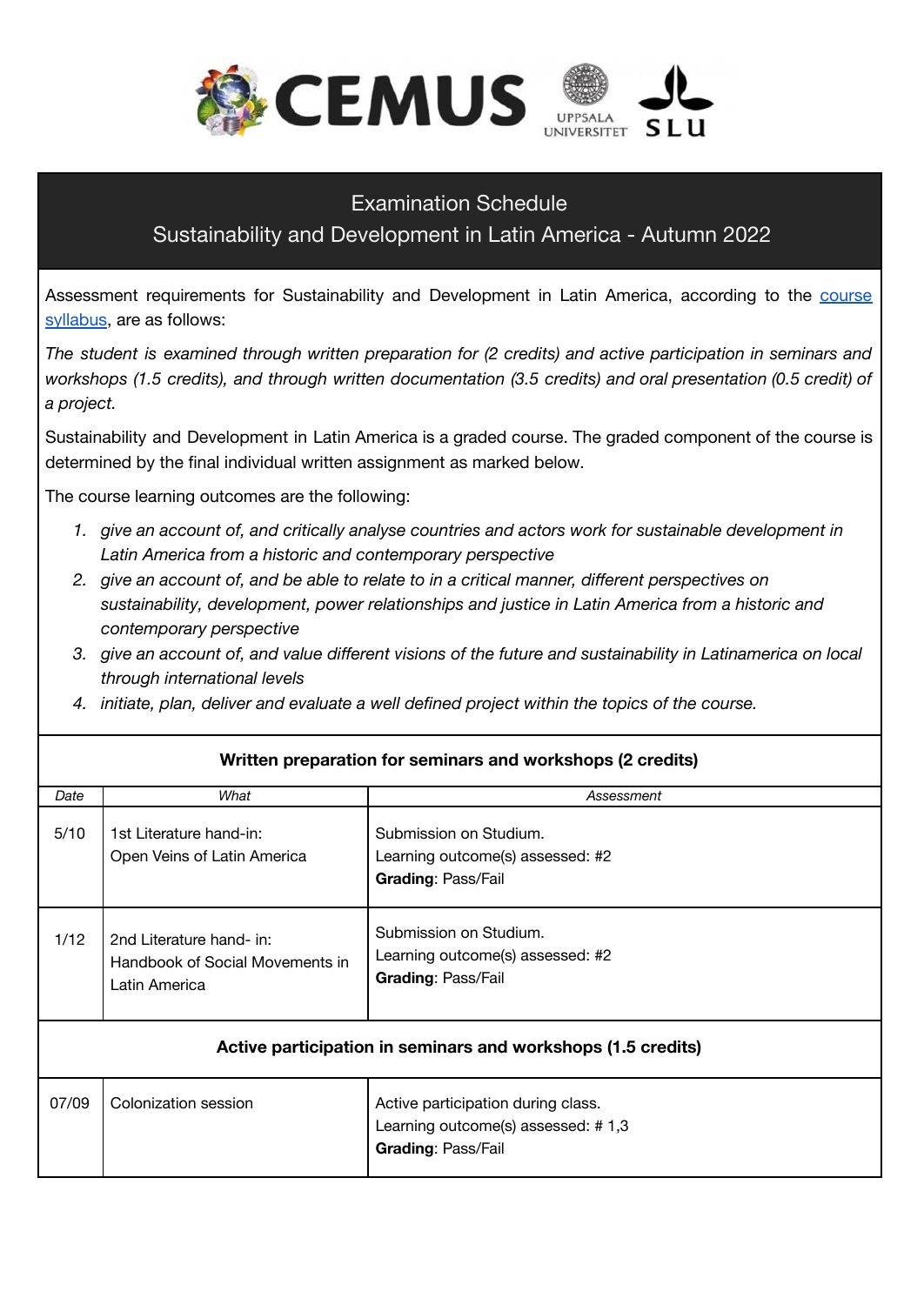# Examination Schedule

## Sustainability and Development in Latin America - Autumn 2022

Assessment requirements for Sustainability and Development in Latin America, according to the course syllabus, are as follows:

*The student is examined through written preparation for (2 credits) and active participation in seminars and workshops (1.5 credits), and through written documentation (3.5 credits) and oral presentation (0.5 credit) of a project.*

Sustainability and Development in Latin America is a graded course. The graded component of the course is determined by the final individual written assignment as marked below.

The course learning outcomes are the following:

1. *give an account of, and critically analyse countries and actors work for sustainable development in Latin America from a historic and contemporary perspective*
2. *give an account of, and be able to relate to in a critical manner, different perspectives on sustainability, development, power relationships and justice in Latin America from a historic and contemporary perspective*
3. *give an account of, and value different visions of the future and sustainability in Latinamerica on local through international levels*
4. *initiate, plan, deliver and evaluate a well defined project within the topics of the course.*

**Written preparation for seminars and workshops (2 credits)**

| *Date* | *What* | *Assessment* |
|---|---|---|
| 5/10 | 1st Literature hand-in: Open Veins of Latin America | Submission on Studium. Learning outcome(s) assessed: #2 **Grading**: Pass/Fail |
| 1/12 | 2nd Literature hand- in: Handbook of Social Movements in Latin America | Submission on Studium. Learning outcome(s) assessed: #2 **Grading**: Pass/Fail |

**Active participation in seminars and workshops (1.5 credits)**

| Date | What | Assessment |
|---|---|---|
| 07/09 | Colonization session | Active participation during class. Learning outcome(s) assessed: # 1,3 **Grading**: Pass/Fail |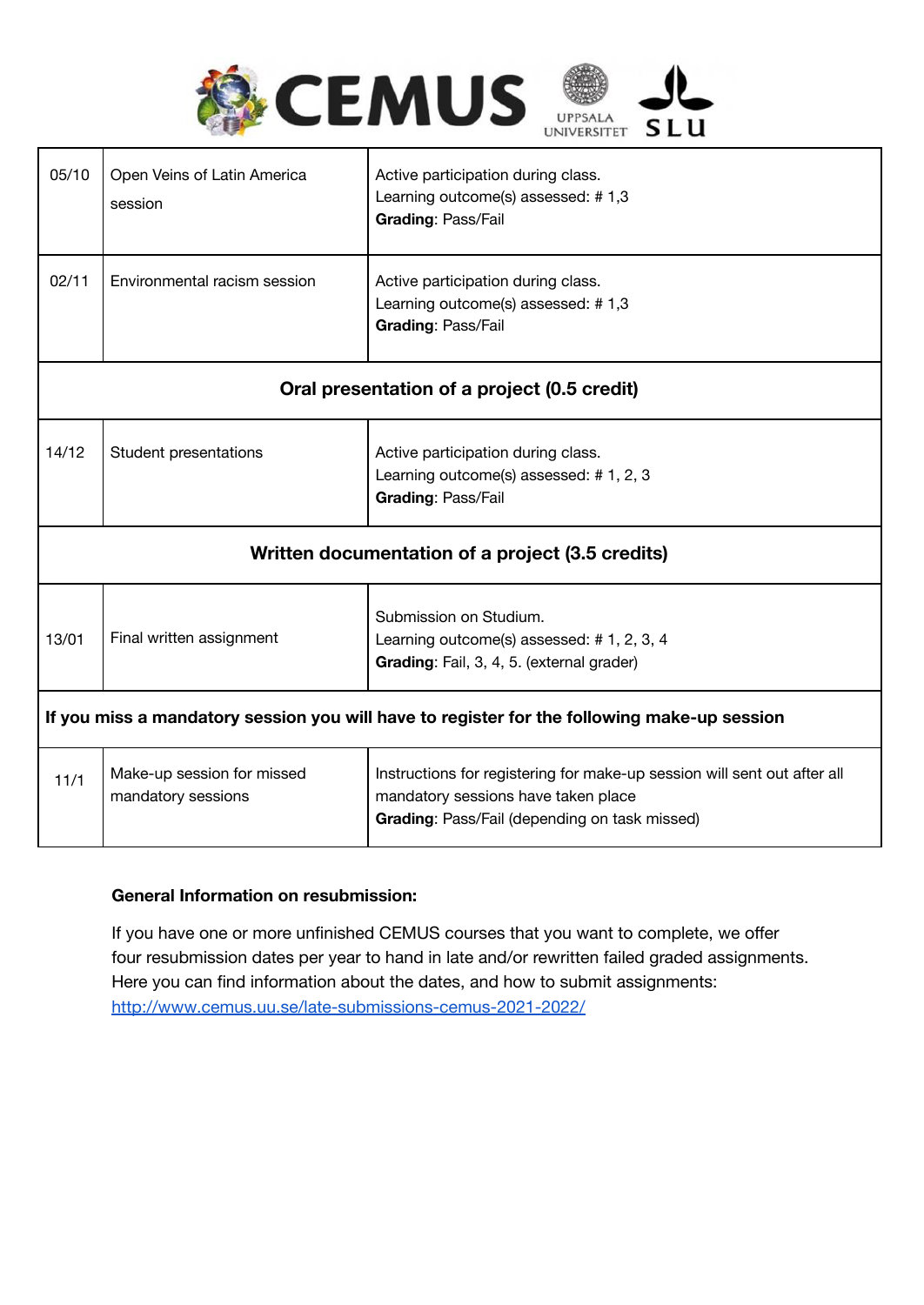| | | |
|---|---|---|
| 05/10 | Open Veins of Latin America session | Active participation during class.<br>Learning outcome(s) assessed: # 1,3<br>**Grading**: Pass/Fail |
| 02/11 | Environmental racism session | Active participation during class.<br>Learning outcome(s) assessed: # 1,3<br>**Grading**: Pass/Fail |
| **Oral presentation of a project (0.5 credit)** | | |
| 14/12 | Student presentations | Active participation during class.<br>Learning outcome(s) assessed: # 1, 2, 3<br>**Grading**: Pass/Fail |
| **Written documentation of a project (3.5 credits)** | | |
| 13/01 | Final written assignment | Submission on Studium.<br>Learning outcome(s) assessed: # 1, 2, 3, 4<br>**Grading**: Fail, 3, 4, 5. (external grader) |
| **If you miss a mandatory session you will have to register for the following make-up session** | | |
| 11/1 | Make-up session for missed mandatory sessions | Instructions for registering for make-up session will sent out after all mandatory sessions have taken place<br>**Grading**: Pass/Fail (depending on task missed) |

**General Information on resubmission:**

If you have one or more unfinished CEMUS courses that you want to complete, we offer four resubmission dates per year to hand in late and/or rewritten failed graded assignments. Here you can find information about the dates, and how to submit assignments: http://www.cemus.uu.se/late-submissions-cemus-2021-2022/